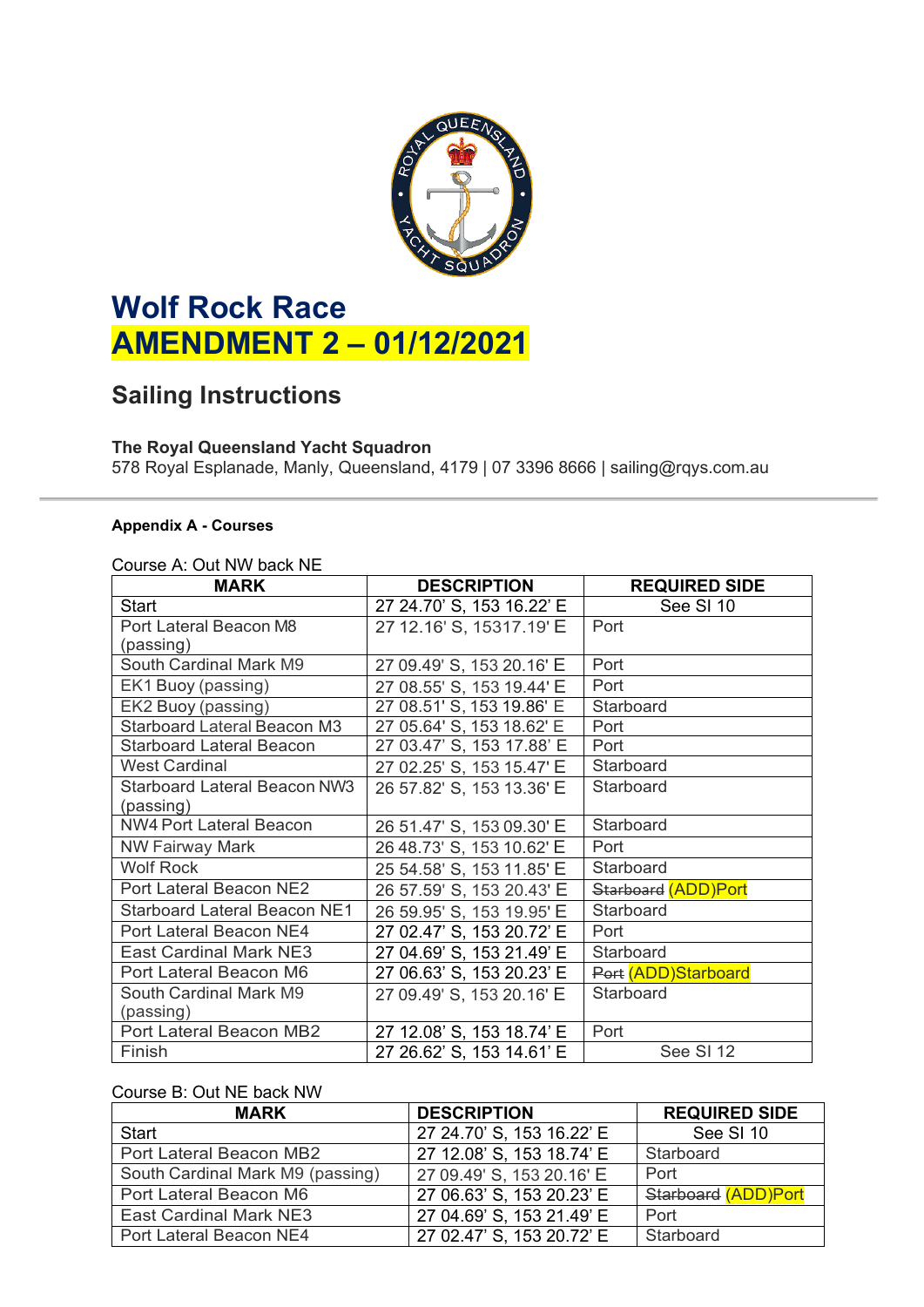# Wolf Rock Race

# AMENDMENT 2 – 01/12/2021

## Sailing Instructions

**The Royal Queensland Yacht Squadron**
578 Royal Esplanade, Manly, Queensland, 4179 | 07 3396 8666 | sailing@rqys.com.au

**Appendix A - Courses**

Course A: Out NW back NE

| MARK | DESCRIPTION | REQUIRED SIDE |
|---|---|---|
| Start | 27 24.70' S, 153 16.22' E | See SI 10 |
| Port Lateral Beacon M8 (passing) | 27 12.16' S, 15317.19' E | Port |
| South Cardinal Mark M9 | 27 09.49' S, 153 20.16' E | Port |
| EK1 Buoy (passing) | 27 08.55' S, 153 19.44' E | Port |
| EK2 Buoy (passing) | 27 08.51' S, 153 19.86' E | Starboard |
| Starboard Lateral Beacon M3 | 27 05.64' S, 153 18.62' E | Port |
| Starboard Lateral Beacon | 27 03.47' S, 153 17.88' E | Port |
| West Cardinal | 27 02.25' S, 153 15.47' E | Starboard |
| Starboard Lateral Beacon NW3 (passing) | 26 57.82' S, 153 13.36' E | Starboard |
| NW4 Port Lateral Beacon | 26 51.47' S, 153 09.30' E | Starboard |
| NW Fairway Mark | 26 48.73' S, 153 10.62' E | Port |
| Wolf Rock | 25 54.58' S, 153 11.85' E | Starboard |
| Port Lateral Beacon NE2 | 26 57.59' S, 153 20.43' E | ~~Starboard~~ (ADD)Port |
| Starboard Lateral Beacon NE1 | 26 59.95' S, 153 19.95' E | Starboard |
| Port Lateral Beacon NE4 | 27 02.47' S, 153 20.72' E | Port |
| East Cardinal Mark NE3 | 27 04.69' S, 153 21.49' E | Starboard |
| Port Lateral Beacon M6 | 27 06.63' S, 153 20.23' E | ~~Port~~ (ADD)Starboard |
| South Cardinal Mark M9 (passing) | 27 09.49' S, 153 20.16' E | Starboard |
| Port Lateral Beacon MB2 | 27 12.08' S, 153 18.74' E | Port |
| Finish | 27 26.62' S, 153 14.61' E | See SI 12 |

Course B: Out NE back NW

| MARK | DESCRIPTION | REQUIRED SIDE |
|---|---|---|
| Start | 27 24.70' S, 153 16.22' E | See SI 10 |
| Port Lateral Beacon MB2 | 27 12.08' S, 153 18.74' E | Starboard |
| South Cardinal Mark M9 (passing) | 27 09.49' S, 153 20.16' E | Port |
| Port Lateral Beacon M6 | 27 06.63' S, 153 20.23' E | ~~Starboard~~ (ADD)Port |
| East Cardinal Mark NE3 | 27 04.69' S, 153 21.49' E | Port |
| Port Lateral Beacon NE4 | 27 02.47' S, 153 20.72' E | Starboard |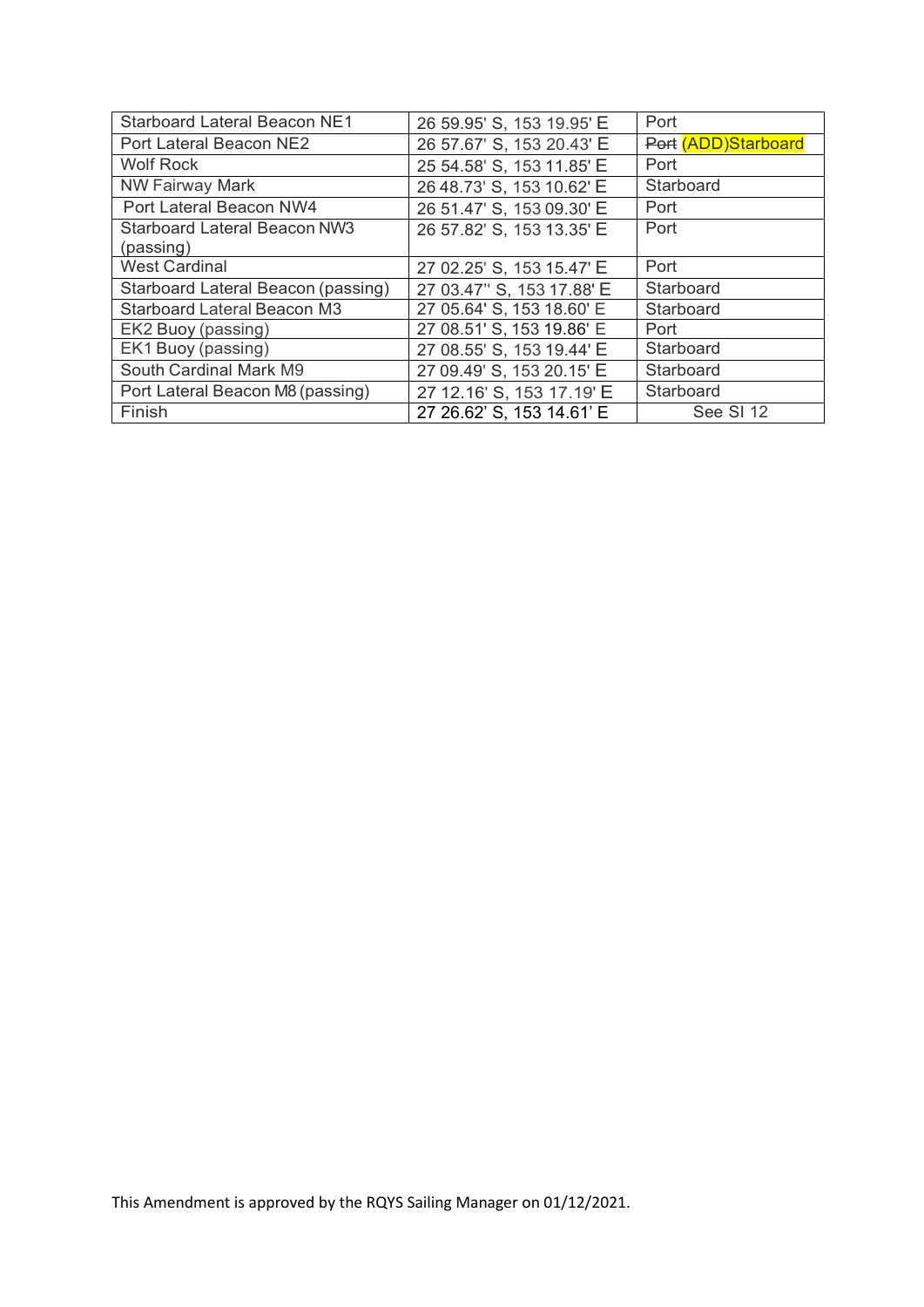| | | |
|---|---|---|
| Starboard Lateral Beacon NE1 | 26 59.95' S, 153 19.95' E | Port |
| Port Lateral Beacon NE2 | 26 57.67' S, 153 20.43' E | ~~Port~~ (ADD)Starboard |
| Wolf Rock | 25 54.58' S, 153 11.85' E | Port |
| NW Fairway Mark | 26 48.73' S, 153 10.62' E | Starboard |
| Port Lateral Beacon NW4 | 26 51.47' S, 153 09.30' E | Port |
| Starboard Lateral Beacon NW3 (passing) | 26 57.82' S, 153 13.35' E | Port |
| West Cardinal | 27 02.25' S, 153 15.47' E | Port |
| Starboard Lateral Beacon (passing) | 27 03.47'' S, 153 17.88' E | Starboard |
| Starboard Lateral Beacon M3 | 27 05.64' S, 153 18.60' E | Starboard |
| EK2 Buoy (passing) | 27 08.51' S, 153 19.86' E | Port |
| EK1 Buoy (passing) | 27 08.55' S, 153 19.44' E | Starboard |
| South Cardinal Mark M9 | 27 09.49' S, 153 20.15' E | Starboard |
| Port Lateral Beacon M8 (passing) | 27 12.16' S, 153 17.19' E | Starboard |
| Finish | 27 26.62' S, 153 14.61' E | See SI 12 |

This Amendment is approved by the RQYS Sailing Manager on 01/12/2021.